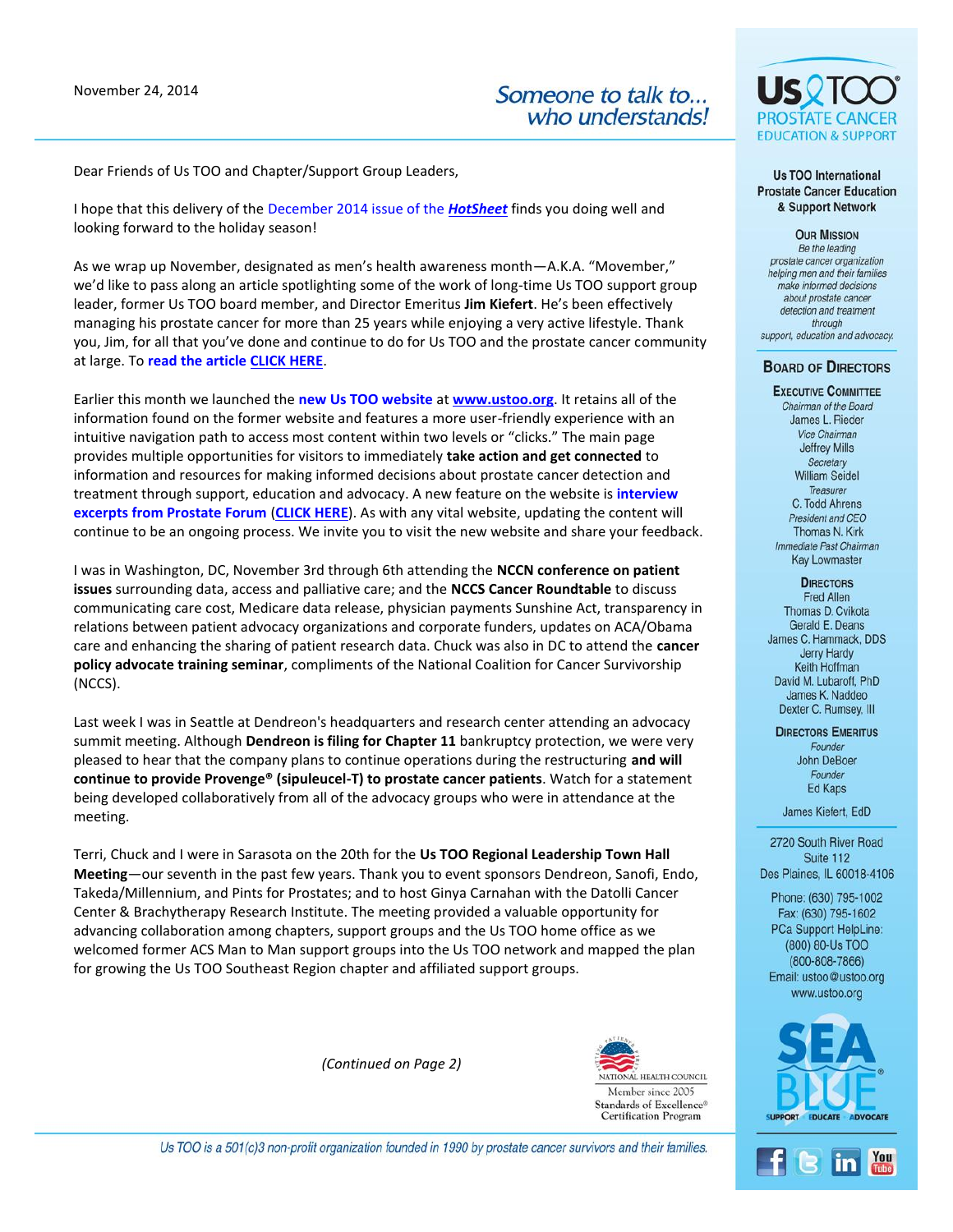November 24, 2014

*Someone to talk to... who understands!*

Dear Friends of Us TOO and Chapter/Support Group Leaders,

I hope that this delivery of the December 2014 issue of the ***HotSheet*** finds you doing well and looking forward to the holiday season!

As we wrap up November, designated as men's health awareness month—A.K.A. "Movember," we'd like to pass along an article spotlighting some of the work of long-time Us TOO support group leader, former Us TOO board member, and Director Emeritus **Jim Kiefert**. He's been effectively managing his prostate cancer for more than 25 years while enjoying a very active lifestyle. Thank you, Jim, for all that you've done and continue to do for Us TOO and the prostate cancer community at large. To **read the article CLICK HERE**.

Earlier this month we launched the **new Us TOO website** at **www.ustoo.org**. It retains all of the information found on the former website and features a more user-friendly experience with an intuitive navigation path to access most content within two levels or "clicks." The main page provides multiple opportunities for visitors to immediately **take action and get connected** to information and resources for making informed decisions about prostate cancer detection and treatment through support, education and advocacy. A new feature on the website is **interview excerpts from Prostate Forum** (**CLICK HERE**). As with any vital website, updating the content will continue to be an ongoing process. We invite you to visit the new website and share your feedback.

I was in Washington, DC, November 3rd through 6th attending the **NCCN conference on patient issues** surrounding data, access and palliative care; and the **NCCS Cancer Roundtable** to discuss communicating care cost, Medicare data release, physician payments Sunshine Act, transparency in relations between patient advocacy organizations and corporate funders, updates on ACA/Obama care and enhancing the sharing of patient research data. Chuck was also in DC to attend the **cancer policy advocate training seminar**, compliments of the National Coalition for Cancer Survivorship (NCCS).

Last week I was in Seattle at Dendreon's headquarters and research center attending an advocacy summit meeting. Although **Dendreon is filing for Chapter 11** bankruptcy protection, we were very pleased to hear that the company plans to continue operations during the restructuring **and will continue to provide Provenge® (sipuleucel-T) to prostate cancer patients**. Watch for a statement being developed collaboratively from all of the advocacy groups who were in attendance at the meeting.

Terri, Chuck and I were in Sarasota on the 20th for the **Us TOO Regional Leadership Town Hall Meeting**—our seventh in the past few years. Thank you to event sponsors Dendreon, Sanofi, Endo, Takeda/Millennium, and Pints for Prostates; and to host Ginya Carnahan with the Datolli Cancer Center & Brachytherapy Research Institute. The meeting provided a valuable opportunity for advancing collaboration among chapters, support groups and the Us TOO home office as we welcomed former ACS Man to Man support groups into the Us TOO network and mapped the plan for growing the Us TOO Southeast Region chapter and affiliated support groups.

*(Continued on Page 2)*

NATIONAL HEALTH COUNCIL
Member since 2005
Standards of Excellence®
Certification Program

*Us TOO is a 501(c)3 non-profit organization founded in 1990 by prostate cancer survivors and their families.*

---

**Us TOO PROSTATE CANCER EDUCATION & SUPPORT**

**Us TOO International Prostate Cancer Education & Support Network**

**OUR MISSION**
*Be the leading prostate cancer organization helping men and their families make informed decisions about prostate cancer detection and treatment through support, education and advocacy.*

**BOARD OF DIRECTORS**

**EXECUTIVE COMMITTEE**
*Chairman of the Board*
James L. Rieder
*Vice Chairman*
Jeffrey Mills
*Secretary*
William Seidel
*Treasurer*
C. Todd Ahrens
*President and CEO*
Thomas N. Kirk
*Immediate Past Chairman*
Kay Lowmaster

**DIRECTORS**
Fred Allen
Thomas D. Cvikota
Gerald E. Deans
James C. Hammack, DDS
Jerry Hardy
Keith Hoffman
David M. Lubaroff, PhD
James K. Naddeo
Dexter C. Rumsey, III

**DIRECTORS EMERITUS**
*Founder*
John DeBoer
*Founder*
Ed Kaps
James Kiefert, EdD

2720 South River Road
Suite 112
Des Plaines, IL 60018-4106

Phone: (630) 795-1002
Fax: (630) 795-1602
PCa Support HelpLine: (800) 80-Us TOO (800-808-7866)
Email: ustoo@ustoo.org
www.ustoo.org

SEA BLUE® SUPPORT · EDUCATE · ADVOCATE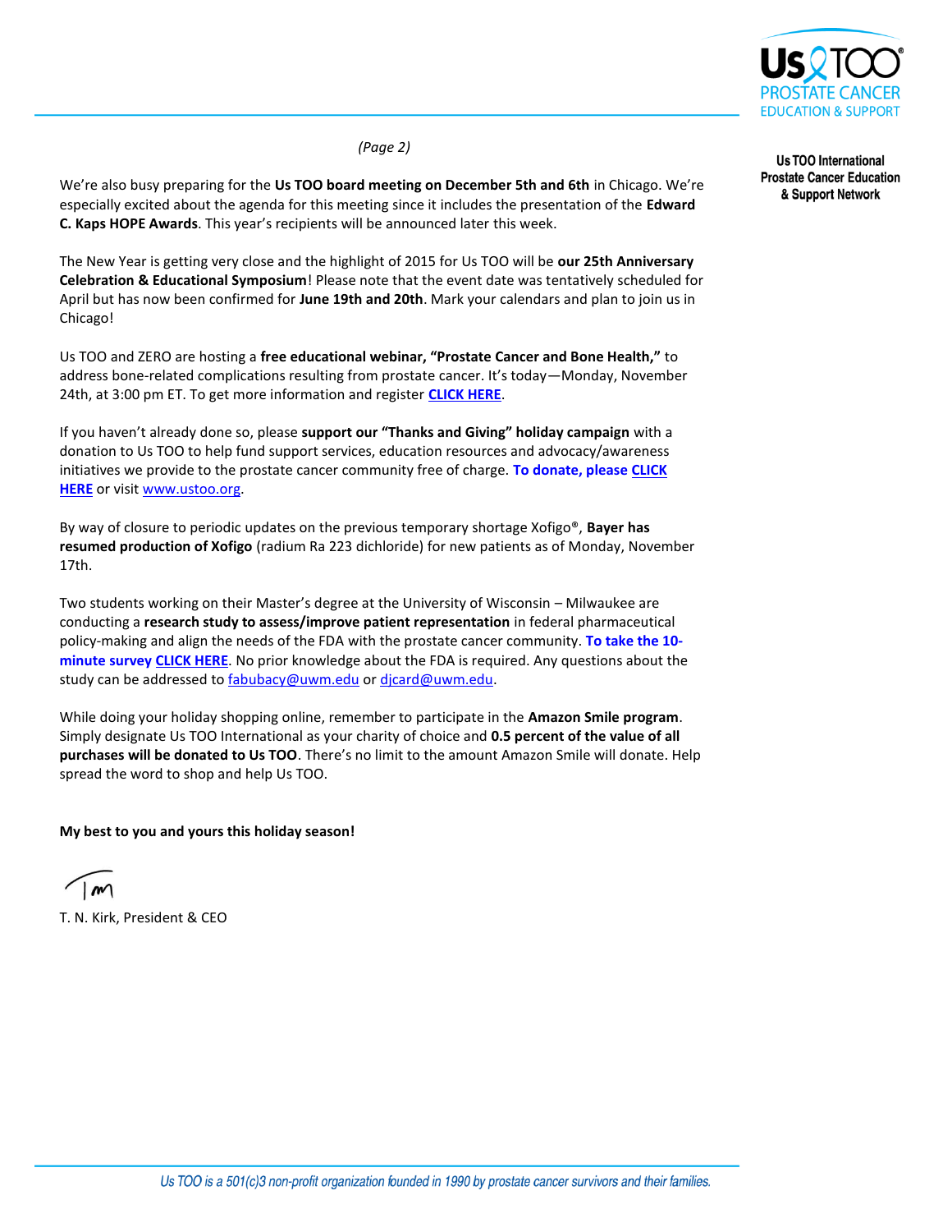*(Page 2)*

We're also busy preparing for the **Us TOO board meeting on December 5th and 6th** in Chicago. We're especially excited about the agenda for this meeting since it includes the presentation of the **Edward C. Kaps HOPE Awards**. This year's recipients will be announced later this week.

The New Year is getting very close and the highlight of 2015 for Us TOO will be **our 25th Anniversary Celebration & Educational Symposium**! Please note that the event date was tentatively scheduled for April but has now been confirmed for **June 19th and 20th**. Mark your calendars and plan to join us in Chicago!

Us TOO and ZERO are hosting a **free educational webinar, "Prostate Cancer and Bone Health,"** to address bone-related complications resulting from prostate cancer. It's today—Monday, November 24th, at 3:00 pm ET. To get more information and register **CLICK HERE**.

If you haven't already done so, please **support our "Thanks and Giving" holiday campaign** with a donation to Us TOO to help fund support services, education resources and advocacy/awareness initiatives we provide to the prostate cancer community free of charge. **To donate, please CLICK HERE** or visit www.ustoo.org.

By way of closure to periodic updates on the previous temporary shortage Xofigo®, **Bayer has resumed production of Xofigo** (radium Ra 223 dichloride) for new patients as of Monday, November 17th.

Two students working on their Master's degree at the University of Wisconsin – Milwaukee are conducting a **research study to assess/improve patient representation** in federal pharmaceutical policy-making and align the needs of the FDA with the prostate cancer community. **To take the 10-minute survey CLICK HERE**. No prior knowledge about the FDA is required. Any questions about the study can be addressed to fabubacy@uwm.edu or djcard@uwm.edu.

While doing your holiday shopping online, remember to participate in the **Amazon Smile program**. Simply designate Us TOO International as your charity of choice and **0.5 percent of the value of all purchases will be donated to Us TOO**. There's no limit to the amount Amazon Smile will donate. Help spread the word to shop and help Us TOO.

**My best to you and yours this holiday season!**

Tom

T. N. Kirk, President & CEO